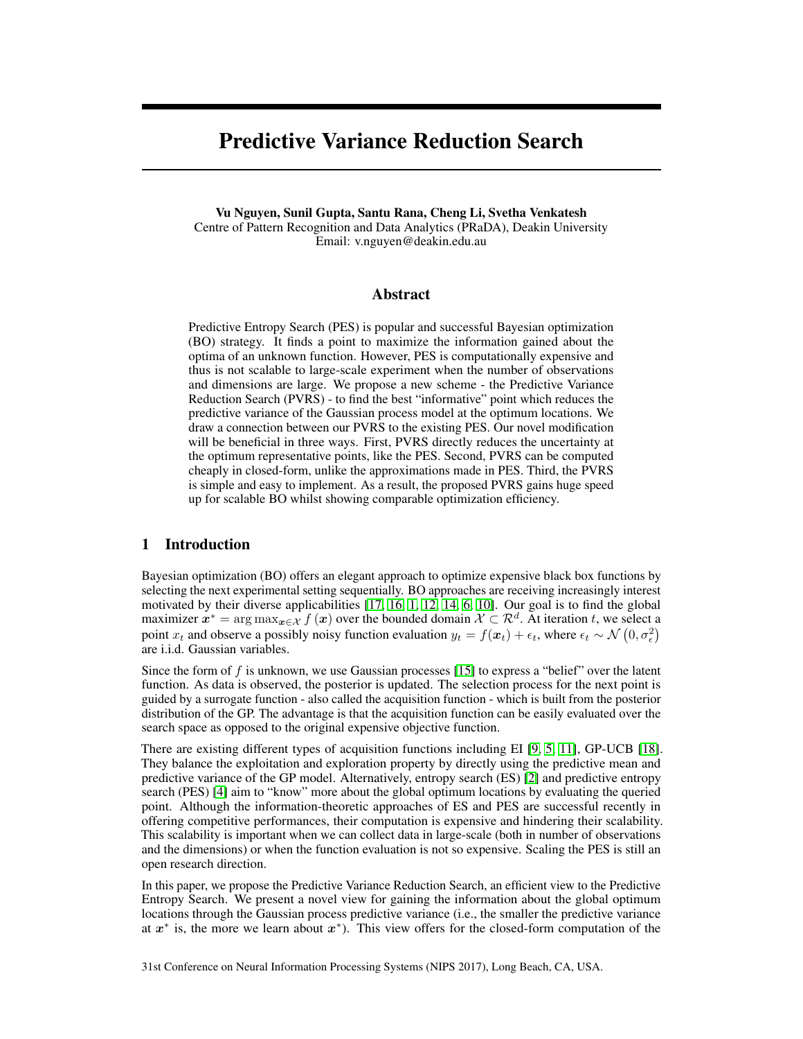# Predictive Variance Reduction Search

**Vu Nguyen, Sunil Gupta, Santu Rana, Cheng Li, Svetha Venkatesh**
Centre of Pattern Recognition and Data Analytics (PRaDA), Deakin University
Email: v.nguyen@deakin.edu.au

## Abstract

Predictive Entropy Search (PES) is popular and successful Bayesian optimization (BO) strategy. It finds a point to maximize the information gained about the optima of an unknown function. However, PES is computationally expensive and thus is not scalable to large-scale experiment when the number of observations and dimensions are large. We propose a new scheme - the Predictive Variance Reduction Search (PVRS) - to find the best "informative" point which reduces the predictive variance of the Gaussian process model at the optimum locations. We draw a connection between our PVRS to the existing PES. Our novel modification will be beneficial in three ways. First, PVRS directly reduces the uncertainty at the optimum representative points, like the PES. Second, PVRS can be computed cheaply in closed-form, unlike the approximations made in PES. Third, the PVRS is simple and easy to implement. As a result, the proposed PVRS gains huge speed up for scalable BO whilst showing comparable optimization efficiency.

## 1 Introduction

Bayesian optimization (BO) offers an elegant approach to optimize expensive black box functions by selecting the next experimental setting sequentially. BO approaches are receiving increasingly interest motivated by their diverse applicabilities [17, 16, 1, 12, 14, 6, 10]. Our goal is to find the global maximizer $\boldsymbol{x}^* = \arg\max_{\boldsymbol{x} \in \mathcal{X}} f(\boldsymbol{x})$ over the bounded domain $\mathcal{X} \subset \mathcal{R}^d$. At iteration $t$, we select a point $x_t$ and observe a possibly noisy function evaluation $y_t = f(\boldsymbol{x}_t) + \epsilon_t$, where $\epsilon_t \sim \mathcal{N}\left(0, \sigma_\epsilon^2\right)$ are i.i.d. Gaussian variables.

Since the form of $f$ is unknown, we use Gaussian processes [15] to express a "belief" over the latent function. As data is observed, the posterior is updated. The selection process for the next point is guided by a surrogate function - also called the acquisition function - which is built from the posterior distribution of the GP. The advantage is that the acquisition function can be easily evaluated over the search space as opposed to the original expensive objective function.

There are existing different types of acquisition functions including EI [9, 5, 11], GP-UCB [18]. They balance the exploitation and exploration property by directly using the predictive mean and predictive variance of the GP model. Alternatively, entropy search (ES) [2] and predictive entropy search (PES) [4] aim to "know" more about the global optimum locations by evaluating the queried point. Although the information-theoretic approaches of ES and PES are successful recently in offering competitive performances, their computation is expensive and hindering their scalability. This scalability is important when we can collect data in large-scale (both in number of observations and the dimensions) or when the function evaluation is not so expensive. Scaling the PES is still an open research direction.

In this paper, we propose the Predictive Variance Reduction Search, an efficient view to the Predictive Entropy Search. We present a novel view for gaining the information about the global optimum locations through the Gaussian process predictive variance (i.e., the smaller the predictive variance at $\boldsymbol{x}^*$ is, the more we learn about $\boldsymbol{x}^*$). This view offers for the closed-form computation of the

31st Conference on Neural Information Processing Systems (NIPS 2017), Long Beach, CA, USA.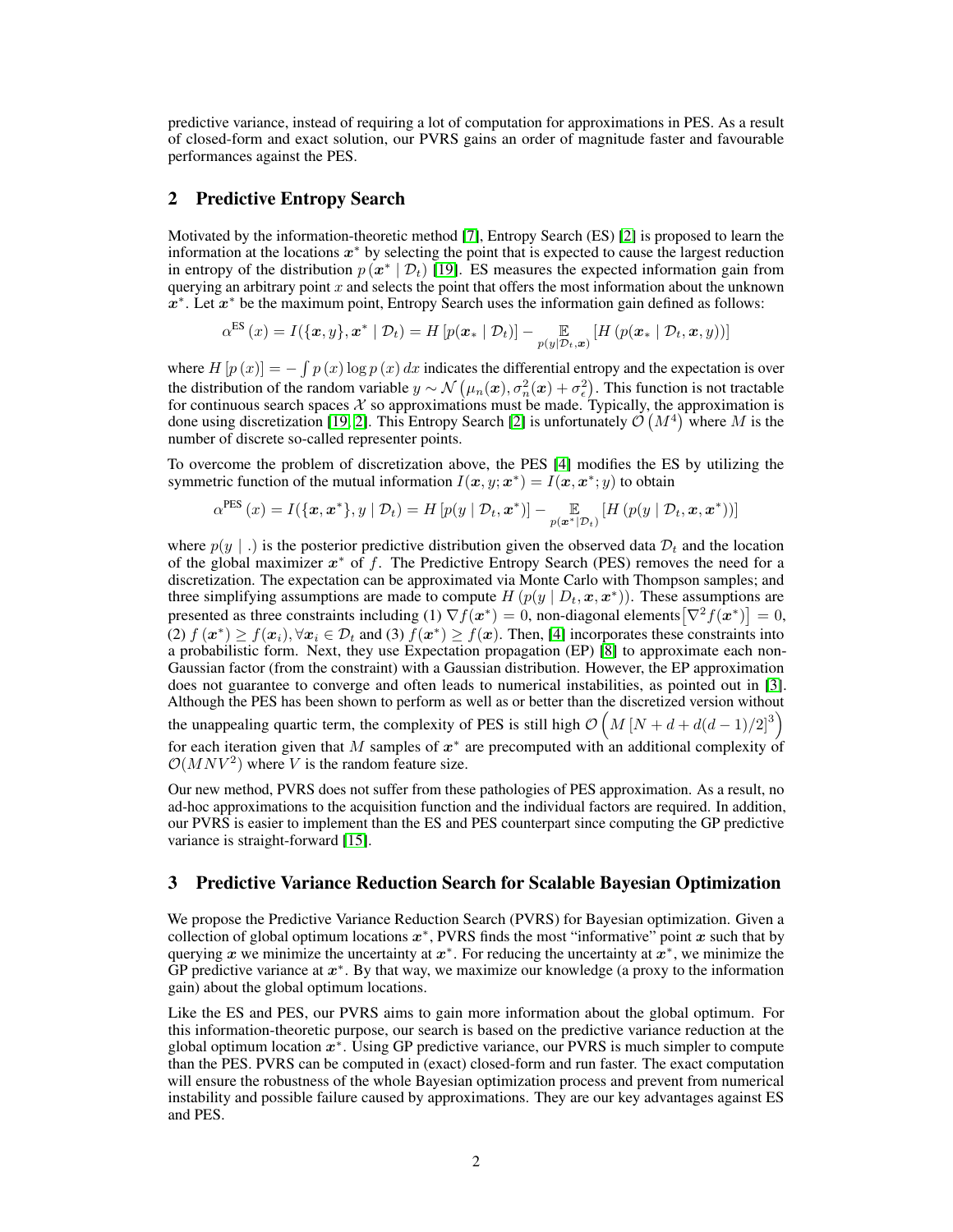predictive variance, instead of requiring a lot of computation for approximations in PES. As a result of closed-form and exact solution, our PVRS gains an order of magnitude faster and favourable performances against the PES.

## 2 Predictive Entropy Search

Motivated by the information-theoretic method [7], Entropy Search (ES) [2] is proposed to learn the information at the locations $\boldsymbol{x}^*$ by selecting the point that is expected to cause the largest reduction in entropy of the distribution $p(\boldsymbol{x}^* \mid \mathcal{D}_t)$ [19]. ES measures the expected information gain from querying an arbitrary point $x$ and selects the point that offers the most information about the unknown $\boldsymbol{x}^*$. Let $\boldsymbol{x}^*$ be the maximum point, Entropy Search uses the information gain defined as follows:

$$\alpha^{\text{ES}}(x) = I(\{\boldsymbol{x}, y\}, \boldsymbol{x}^* \mid \mathcal{D}_t) = H\left[p(\boldsymbol{x}_* \mid \mathcal{D}_t)\right] - \mathop{\mathbb{E}}_{p(y \mid \mathcal{D}_t, \boldsymbol{x})}\left[H\left(p(\boldsymbol{x}_* \mid \mathcal{D}_t, \boldsymbol{x}, y)\right)\right]$$

where $H[p(x)] = -\int p(x) \log p(x)\, dx$ indicates the differential entropy and the expectation is over the distribution of the random variable $y \sim \mathcal{N}\left(\mu_n(\boldsymbol{x}), \sigma_n^2(\boldsymbol{x}) + \sigma_\epsilon^2\right)$. This function is not tractable for continuous search spaces $\mathcal{X}$ so approximations must be made. Typically, the approximation is done using discretization [19, 2]. This Entropy Search [2] is unfortunately $\mathcal{O}\left(M^4\right)$ where $M$ is the number of discrete so-called representer points.

To overcome the problem of discretization above, the PES [4] modifies the ES by utilizing the symmetric function of the mutual information $I(\boldsymbol{x}, y; \boldsymbol{x}^*) = I(\boldsymbol{x}, \boldsymbol{x}^*; y)$ to obtain

$$\alpha^{\text{PES}}(x) = I(\{\boldsymbol{x}, \boldsymbol{x}^*\}, y \mid \mathcal{D}_t) = H\left[p(y \mid \mathcal{D}_t, \boldsymbol{x}^*)\right] - \mathop{\mathbb{E}}_{p(\boldsymbol{x}^* \mid \mathcal{D}_t)}\left[H\left(p(y \mid \mathcal{D}_t, \boldsymbol{x}, \boldsymbol{x}^*)\right)\right]$$

where $p(y \mid .)$ is the posterior predictive distribution given the observed data $\mathcal{D}_t$ and the location of the global maximizer $\boldsymbol{x}^*$ of $f$. The Predictive Entropy Search (PES) removes the need for a discretization. The expectation can be approximated via Monte Carlo with Thompson samples; and three simplifying assumptions are made to compute $H\left(p(y \mid D_t, \boldsymbol{x}, \boldsymbol{x}^*)\right)$. These assumptions are presented as three constraints including (1) $\nabla f(\boldsymbol{x}^*) = 0$, non-diagonal elements$\left[\nabla^2 f(\boldsymbol{x}^*)\right] = 0$, (2) $f(\boldsymbol{x}^*) \geq f(\boldsymbol{x}_i), \forall \boldsymbol{x}_i \in \mathcal{D}_t$ and (3) $f(\boldsymbol{x}^*) \geq f(\boldsymbol{x})$. Then, [4] incorporates these constraints into a probabilistic form. Next, they use Expectation propagation (EP) [8] to approximate each non-Gaussian factor (from the constraint) with a Gaussian distribution. However, the EP approximation does not guarantee to converge and often leads to numerical instabilities, as pointed out in [3]. Although the PES has been shown to perform as well as or better than the discretized version without the unappealing quartic term, the complexity of PES is still high $\mathcal{O}\left(M\left[N + d + d(d-1)/2\right]^3\right)$ for each iteration given that $M$ samples of $\boldsymbol{x}^*$ are precomputed with an additional complexity of $\mathcal{O}(MNV^2)$ where $V$ is the random feature size.

Our new method, PVRS does not suffer from these pathologies of PES approximation. As a result, no ad-hoc approximations to the acquisition function and the individual factors are required. In addition, our PVRS is easier to implement than the ES and PES counterpart since computing the GP predictive variance is straight-forward [15].

## 3 Predictive Variance Reduction Search for Scalable Bayesian Optimization

We propose the Predictive Variance Reduction Search (PVRS) for Bayesian optimization. Given a collection of global optimum locations $\boldsymbol{x}^*$, PVRS finds the most "informative" point $\boldsymbol{x}$ such that by querying $\boldsymbol{x}$ we minimize the uncertainty at $\boldsymbol{x}^*$. For reducing the uncertainty at $\boldsymbol{x}^*$, we minimize the GP predictive variance at $\boldsymbol{x}^*$. By that way, we maximize our knowledge (a proxy to the information gain) about the global optimum locations.

Like the ES and PES, our PVRS aims to gain more information about the global optimum. For this information-theoretic purpose, our search is based on the predictive variance reduction at the global optimum location $\boldsymbol{x}^*$. Using GP predictive variance, our PVRS is much simpler to compute than the PES. PVRS can be computed in (exact) closed-form and run faster. The exact computation will ensure the robustness of the whole Bayesian optimization process and prevent from numerical instability and possible failure caused by approximations. They are our key advantages against ES and PES.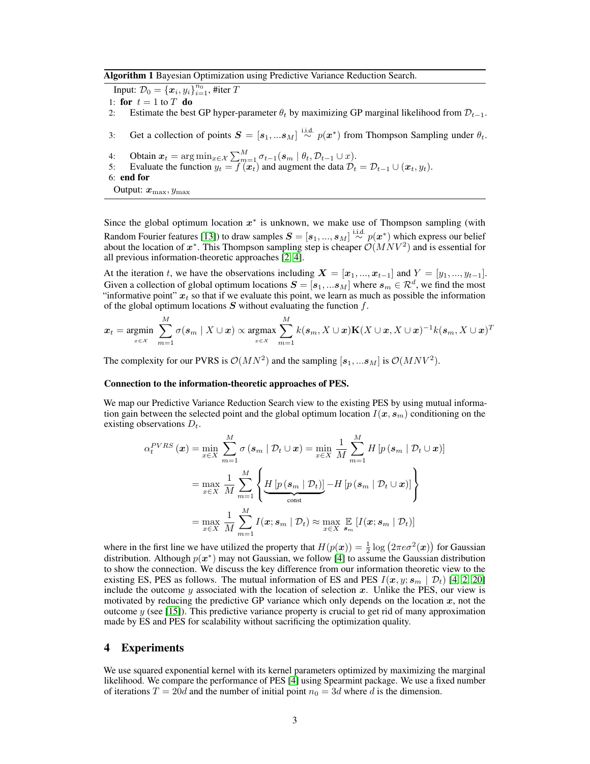**Algorithm 1** Bayesian Optimization using Predictive Variance Reduction Search.

Input: $\mathcal{D}_0 = \{\boldsymbol{x}_i, y_i\}_{i=1}^{n_0}$, #iter $T$

1: **for** $t = 1$ to $T$ **do**

2: Estimate the best GP hyper-parameter $\theta_t$ by maximizing GP marginal likelihood from $\mathcal{D}_{t-1}$.

3: Get a collection of points $\boldsymbol{S} = [\boldsymbol{s}_1, ...\boldsymbol{s}_M] \overset{\text{i.i.d.}}{\sim} p(\boldsymbol{x}^*)$ from Thompson Sampling under $\theta_t$.

4: Obtain $\boldsymbol{x}_t = \arg\min_{x \in \mathcal{X}} \sum_{m=1}^{M} \sigma_{t-1}(\boldsymbol{s}_m \mid \theta_t, \mathcal{D}_{t-1} \cup x)$.

5: Evaluate the function $y_t = f(\boldsymbol{x}_t)$ and augment the data $\mathcal{D}_t = \mathcal{D}_{t-1} \cup (\boldsymbol{x}_t, y_t)$.

6: **end for**

Output: $\boldsymbol{x}_{\max}, y_{\max}$

Since the global optimum location $\boldsymbol{x}^*$ is unknown, we make use of Thompson sampling (with Random Fourier features [13]) to draw samples $\boldsymbol{S} = [\boldsymbol{s}_1, ..., \boldsymbol{s}_M] \overset{\text{i.i.d.}}{\sim} p(\boldsymbol{x}^*)$ which express our belief about the location of $\boldsymbol{x}^*$. This Thompson sampling step is cheaper $\mathcal{O}(MNV^2)$ and is essential for all previous information-theoretic approaches [2, 4].

At the iteration $t$, we have the observations including $\boldsymbol{X} = [\boldsymbol{x}_1, ..., \boldsymbol{x}_{t-1}]$ and $Y = [y_1, ..., y_{t-1}]$. Given a collection of global optimum locations $\boldsymbol{S} = [\boldsymbol{s}_1, ...\boldsymbol{s}_M]$ where $\boldsymbol{s}_m \in \mathcal{R}^d$, we find the most "informative point" $\boldsymbol{x}_t$ so that if we evaluate this point, we learn as much as possible the information of the global optimum locations $\boldsymbol{S}$ without evaluating the function $f$.

$$\boldsymbol{x}_t = \underset{x \in \mathcal{X}}{\operatorname{argmin}} \sum_{m=1}^{M} \sigma(\boldsymbol{s}_m \mid X \cup \boldsymbol{x}) \propto \underset{x \in \mathcal{X}}{\operatorname{argmax}} \sum_{m=1}^{M} k(\boldsymbol{s}_m, X \cup \boldsymbol{x}) \mathbf{K}(X \cup \boldsymbol{x}, X \cup \boldsymbol{x})^{-1} k(\boldsymbol{s}_m, X \cup \boldsymbol{x})^T$$

The complexity for our PVRS is $\mathcal{O}(MN^2)$ and the sampling $[\boldsymbol{s}_1, ...\boldsymbol{s}_M]$ is $\mathcal{O}(MNV^2)$.

**Connection to the information-theoretic approaches of PES.**

We map our Predictive Variance Reduction Search view to the existing PES by using mutual information gain between the selected point and the global optimum location $I(\boldsymbol{x}, \boldsymbol{s}_m)$ conditioning on the existing observations $D_t$.

$$\begin{aligned}
\alpha_t^{PVRS}(\boldsymbol{x}) &= \min_{x \in X} \sum_{m=1}^{M} \sigma\left(\boldsymbol{s}_m \mid \mathcal{D}_t \cup \boldsymbol{x}\right) = \min_{x \in X} \frac{1}{M} \sum_{m=1}^{M} H\left[p\left(\boldsymbol{s}_m \mid \mathcal{D}_t \cup \boldsymbol{x}\right)\right] \\
&= \max_{x \in X} \frac{1}{M} \sum_{m=1}^{M} \left\{ \underbrace{H\left[p\left(\boldsymbol{s}_m \mid \mathcal{D}_t\right)\right]}_{\text{const}} - H\left[p\left(\boldsymbol{s}_m \mid \mathcal{D}_t \cup \boldsymbol{x}\right)\right] \right\} \\
&= \max_{x \in X} \frac{1}{M} \sum_{m=1}^{M} I(\boldsymbol{x}; \boldsymbol{s}_m \mid \mathcal{D}_t) \approx \max_{x \in X} \underset{\boldsymbol{s}_m}{\mathbb{E}} \left[I(\boldsymbol{x}; \boldsymbol{s}_m \mid \mathcal{D}_t)\right]
\end{aligned}$$

where in the first line we have utilized the property that $H(p(\boldsymbol{x})) = \frac{1}{2}\log\left(2\pi e \sigma^2(\boldsymbol{x})\right)$ for Gaussian distribution. Although $p(\boldsymbol{x}^*)$ may not Gaussian, we follow [4] to assume the Gaussian distribution to show the connection. We discuss the key difference from our information theoretic view to the existing ES, PES as follows. The mutual information of ES and PES $I(\boldsymbol{x}, y; \boldsymbol{s}_m \mid \mathcal{D}_t)$ [4, 2, 20] include the outcome $y$ associated with the location of selection $\boldsymbol{x}$. Unlike the PES, our view is motivated by reducing the predictive GP variance which only depends on the location $\boldsymbol{x}$, not the outcome $y$ (see [15]). This predictive variance property is crucial to get rid of many approximation made by ES and PES for scalability without sacrificing the optimization quality.

## 4 Experiments

We use squared exponential kernel with its kernel parameters optimized by maximizing the marginal likelihood. We compare the performance of PES [4] using Spearmint package. We use a fixed number of iterations $T = 20d$ and the number of initial point $n_0 = 3d$ where $d$ is the dimension.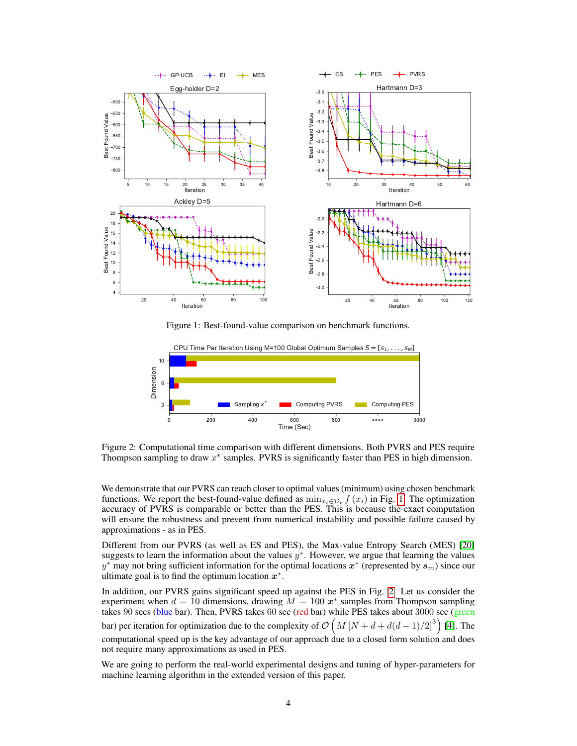Figure 1: Best-found-value comparison on benchmark functions.

Figure 2: Computational time comparison with different dimensions. Both PVRS and PES require Thompson sampling to draw $x^*$ samples. PVRS is significantly faster than PES in high dimension.

We demonstrate that our PVRS can reach closer to optimal values (minimum) using chosen benchmark functions. We report the best-found-value defined as $\min_{x_i \in \mathcal{D}_t} f(x_i)$ in Fig. 1. The optimization accuracy of PVRS is comparable or better than the PES. This is because the exact computation will ensure the robustness and prevent from numerical instability and possible failure caused by approximations - as in PES.

Different from our PVRS (as well as ES and PES), the Max-value Entropy Search (MES) [20] suggests to learn the information about the values $y^*$. However, we argue that learning the values $y^*$ may not bring sufficient information for the optimal locations $\boldsymbol{x}^*$ (represented by $\boldsymbol{s}_m$) since our ultimate goal is to find the optimum location $\boldsymbol{x}^*$.

In addition, our PVRS gains significant speed up against the PES in Fig. 2. Let us consider the experiment when $d = 10$ dimensions, drawing $M = 100$ $\boldsymbol{x}^*$ samples from Thompson sampling takes 90 secs (blue bar). Then, PVRS takes 60 sec (red bar) while PES takes about 3000 sec (green bar) per iteration for optimization due to the complexity of $\mathcal{O}\left(M\left[N + d + d(d-1)/2\right]^3\right)$ [4]. The computational speed up is the key advantage of our approach due to a closed form solution and does not require many approximations as used in PES.

We are going to perform the real-world experimental designs and tuning of hyper-parameters for machine learning algorithm in the extended version of this paper.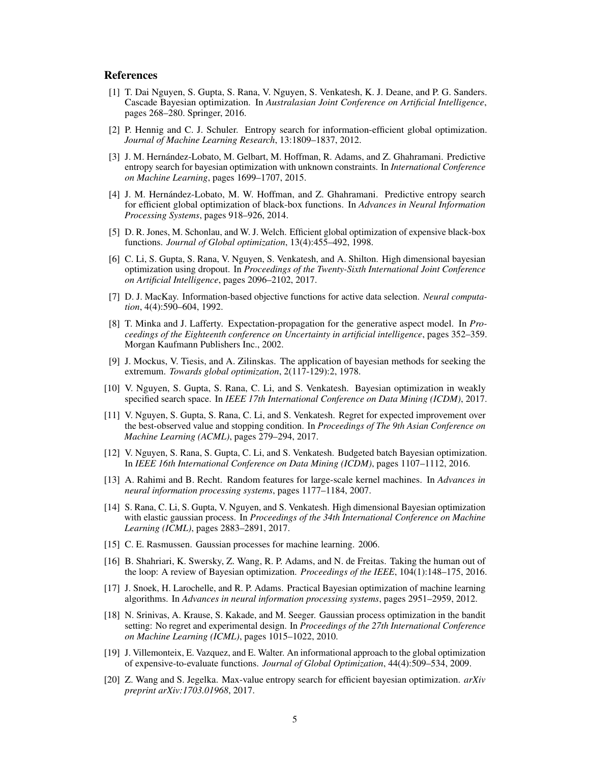## References

[1] T. Dai Nguyen, S. Gupta, S. Rana, V. Nguyen, S. Venkatesh, K. J. Deane, and P. G. Sanders. Cascade Bayesian optimization. In *Australasian Joint Conference on Artificial Intelligence*, pages 268–280. Springer, 2016.

[2] P. Hennig and C. J. Schuler. Entropy search for information-efficient global optimization. *Journal of Machine Learning Research*, 13:1809–1837, 2012.

[3] J. M. Hernández-Lobato, M. Gelbart, M. Hoffman, R. Adams, and Z. Ghahramani. Predictive entropy search for bayesian optimization with unknown constraints. In *International Conference on Machine Learning*, pages 1699–1707, 2015.

[4] J. M. Hernández-Lobato, M. W. Hoffman, and Z. Ghahramani. Predictive entropy search for efficient global optimization of black-box functions. In *Advances in Neural Information Processing Systems*, pages 918–926, 2014.

[5] D. R. Jones, M. Schonlau, and W. J. Welch. Efficient global optimization of expensive black-box functions. *Journal of Global optimization*, 13(4):455–492, 1998.

[6] C. Li, S. Gupta, S. Rana, V. Nguyen, S. Venkatesh, and A. Shilton. High dimensional bayesian optimization using dropout. In *Proceedings of the Twenty-Sixth International Joint Conference on Artificial Intelligence*, pages 2096–2102, 2017.

[7] D. J. MacKay. Information-based objective functions for active data selection. *Neural computation*, 4(4):590–604, 1992.

[8] T. Minka and J. Lafferty. Expectation-propagation for the generative aspect model. In *Proceedings of the Eighteenth conference on Uncertainty in artificial intelligence*, pages 352–359. Morgan Kaufmann Publishers Inc., 2002.

[9] J. Mockus, V. Tiesis, and A. Zilinskas. The application of bayesian methods for seeking the extremum. *Towards global optimization*, 2(117-129):2, 1978.

[10] V. Nguyen, S. Gupta, S. Rana, C. Li, and S. Venkatesh. Bayesian optimization in weakly specified search space. In *IEEE 17th International Conference on Data Mining (ICDM)*, 2017.

[11] V. Nguyen, S. Gupta, S. Rana, C. Li, and S. Venkatesh. Regret for expected improvement over the best-observed value and stopping condition. In *Proceedings of The 9th Asian Conference on Machine Learning (ACML)*, pages 279–294, 2017.

[12] V. Nguyen, S. Rana, S. Gupta, C. Li, and S. Venkatesh. Budgeted batch Bayesian optimization. In *IEEE 16th International Conference on Data Mining (ICDM)*, pages 1107–1112, 2016.

[13] A. Rahimi and B. Recht. Random features for large-scale kernel machines. In *Advances in neural information processing systems*, pages 1177–1184, 2007.

[14] S. Rana, C. Li, S. Gupta, V. Nguyen, and S. Venkatesh. High dimensional Bayesian optimization with elastic gaussian process. In *Proceedings of the 34th International Conference on Machine Learning (ICML)*, pages 2883–2891, 2017.

[15] C. E. Rasmussen. Gaussian processes for machine learning. 2006.

[16] B. Shahriari, K. Swersky, Z. Wang, R. P. Adams, and N. de Freitas. Taking the human out of the loop: A review of Bayesian optimization. *Proceedings of the IEEE*, 104(1):148–175, 2016.

[17] J. Snoek, H. Larochelle, and R. P. Adams. Practical Bayesian optimization of machine learning algorithms. In *Advances in neural information processing systems*, pages 2951–2959, 2012.

[18] N. Srinivas, A. Krause, S. Kakade, and M. Seeger. Gaussian process optimization in the bandit setting: No regret and experimental design. In *Proceedings of the 27th International Conference on Machine Learning (ICML)*, pages 1015–1022, 2010.

[19] J. Villemonteix, E. Vazquez, and E. Walter. An informational approach to the global optimization of expensive-to-evaluate functions. *Journal of Global Optimization*, 44(4):509–534, 2009.

[20] Z. Wang and S. Jegelka. Max-value entropy search for efficient bayesian optimization. *arXiv preprint arXiv:1703.01968*, 2017.